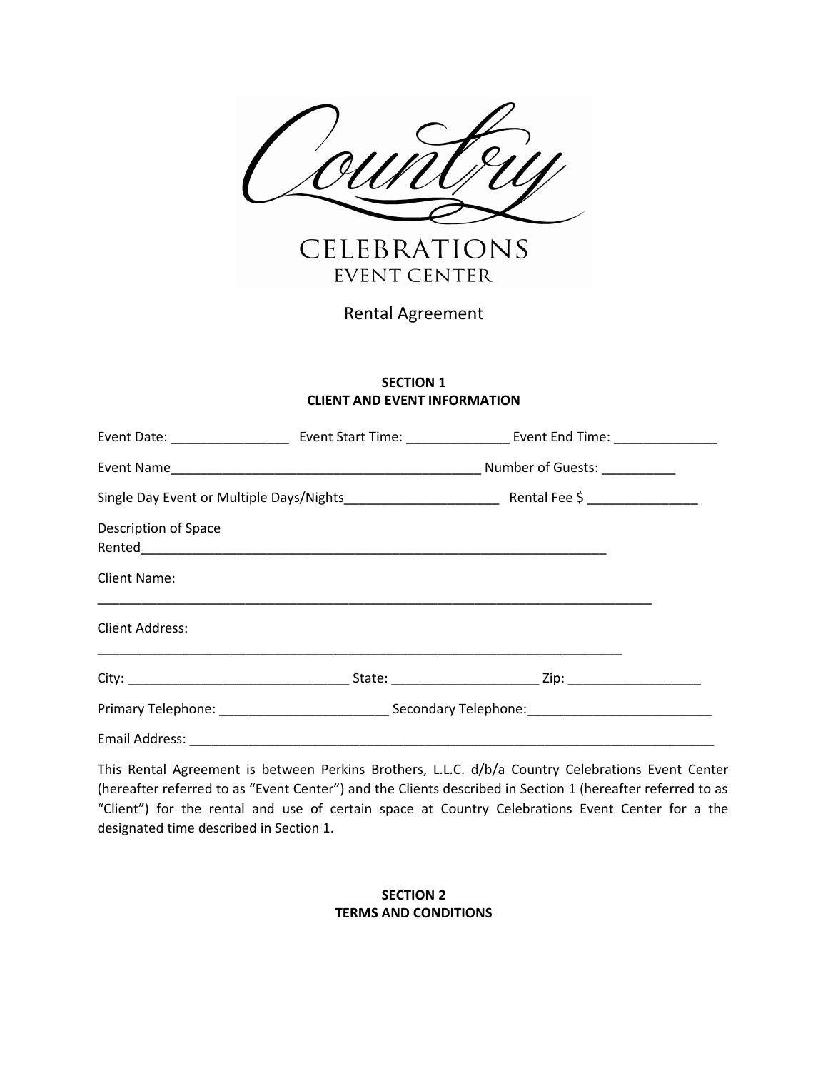# Country

## CELEBRATIONS
### EVENT CENTER

Rental Agreement

**SECTION 1**
**CLIENT AND EVENT INFORMATION**

Event Date: ________________ Event Start Time: ______________ Event End Time: ______________

Event Name__________________________________________ Number of Guests: __________

Single Day Event or Multiple Days/Nights_____________________ Rental Fee $ _______________

Description of Space Rented_________________________________________________________________

Client Name:
___________________________________________________________________________

Client Address:
_______________________________________________________________________

City: ______________________________ State: ____________________ Zip: __________________

Primary Telephone: _______________________ Secondary Telephone:_________________________

Email Address: ___________________________________________________________________________

This Rental Agreement is between Perkins Brothers, L.L.C. d/b/a Country Celebrations Event Center (hereafter referred to as "Event Center") and the Clients described in Section 1 (hereafter referred to as "Client") for the rental and use of certain space at Country Celebrations Event Center for a the designated time described in Section 1.

**SECTION 2**
**TERMS AND CONDITIONS**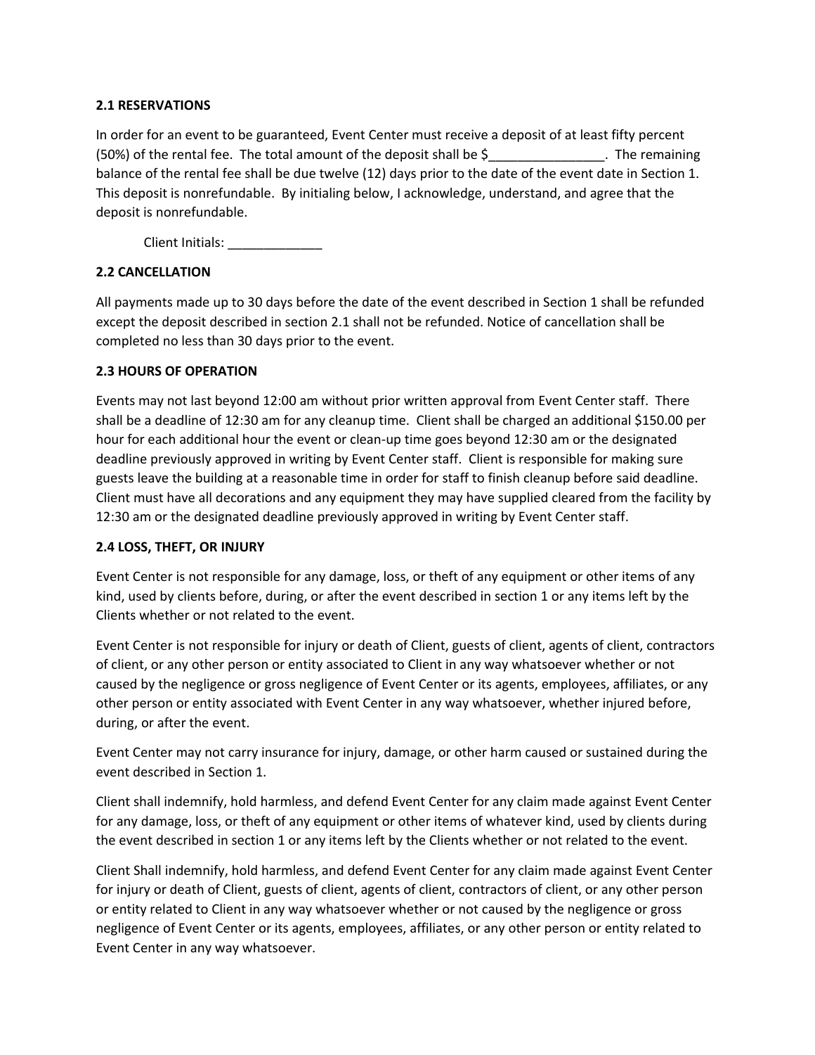**2.1 RESERVATIONS**

In order for an event to be guaranteed, Event Center must receive a deposit of at least fifty percent (50%) of the rental fee. The total amount of the deposit shall be $________________. The remaining balance of the rental fee shall be due twelve (12) days prior to the date of the event date in Section 1. This deposit is nonrefundable. By initialing below, I acknowledge, understand, and agree that the deposit is nonrefundable.

Client Initials: _____________

**2.2 CANCELLATION**

All payments made up to 30 days before the date of the event described in Section 1 shall be refunded except the deposit described in section 2.1 shall not be refunded. Notice of cancellation shall be completed no less than 30 days prior to the event.

**2.3 HOURS OF OPERATION**

Events may not last beyond 12:00 am without prior written approval from Event Center staff. There shall be a deadline of 12:30 am for any cleanup time. Client shall be charged an additional $150.00 per hour for each additional hour the event or clean-up time goes beyond 12:30 am or the designated deadline previously approved in writing by Event Center staff. Client is responsible for making sure guests leave the building at a reasonable time in order for staff to finish cleanup before said deadline. Client must have all decorations and any equipment they may have supplied cleared from the facility by 12:30 am or the designated deadline previously approved in writing by Event Center staff.

**2.4 LOSS, THEFT, OR INJURY**

Event Center is not responsible for any damage, loss, or theft of any equipment or other items of any kind, used by clients before, during, or after the event described in section 1 or any items left by the Clients whether or not related to the event.

Event Center is not responsible for injury or death of Client, guests of client, agents of client, contractors of client, or any other person or entity associated to Client in any way whatsoever whether or not caused by the negligence or gross negligence of Event Center or its agents, employees, affiliates, or any other person or entity associated with Event Center in any way whatsoever, whether injured before, during, or after the event.

Event Center may not carry insurance for injury, damage, or other harm caused or sustained during the event described in Section 1.

Client shall indemnify, hold harmless, and defend Event Center for any claim made against Event Center for any damage, loss, or theft of any equipment or other items of whatever kind, used by clients during the event described in section 1 or any items left by the Clients whether or not related to the event.

Client Shall indemnify, hold harmless, and defend Event Center for any claim made against Event Center for injury or death of Client, guests of client, agents of client, contractors of client, or any other person or entity related to Client in any way whatsoever whether or not caused by the negligence or gross negligence of Event Center or its agents, employees, affiliates, or any other person or entity related to Event Center in any way whatsoever.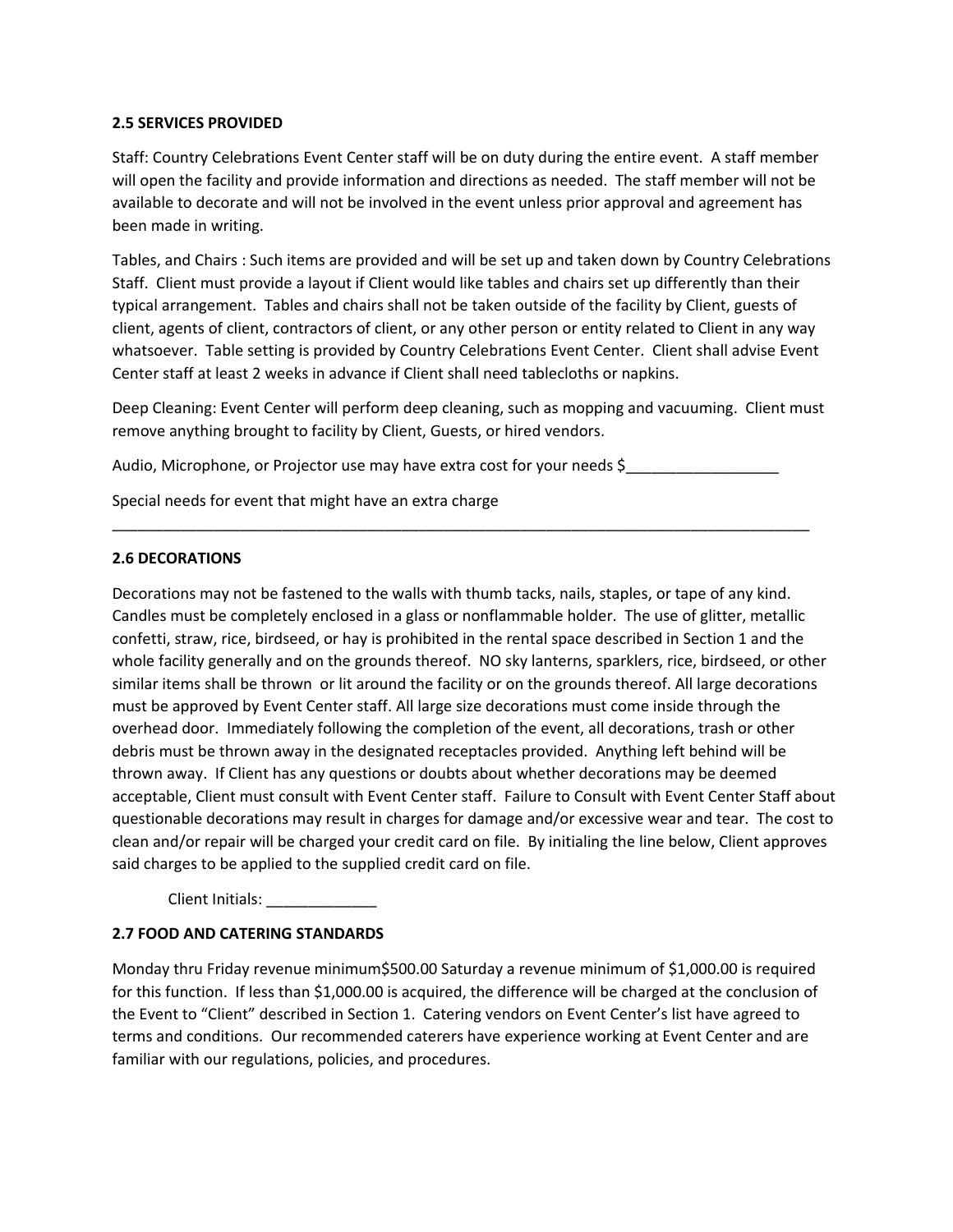**2.5 SERVICES PROVIDED**

Staff: Country Celebrations Event Center staff will be on duty during the entire event. A staff member will open the facility and provide information and directions as needed. The staff member will not be available to decorate and will not be involved in the event unless prior approval and agreement has been made in writing.

Tables, and Chairs : Such items are provided and will be set up and taken down by Country Celebrations Staff. Client must provide a layout if Client would like tables and chairs set up differently than their typical arrangement. Tables and chairs shall not be taken outside of the facility by Client, guests of client, agents of client, contractors of client, or any other person or entity related to Client in any way whatsoever. Table setting is provided by Country Celebrations Event Center. Client shall advise Event Center staff at least 2 weeks in advance if Client shall need tablecloths or napkins.

Deep Cleaning: Event Center will perform deep cleaning, such as mopping and vacuuming. Client must remove anything brought to facility by Client, Guests, or hired vendors.

Audio, Microphone, or Projector use may have extra cost for your needs $__________________

Special needs for event that might have an extra charge
_____________________________________________________________________________________

**2.6 DECORATIONS**

Decorations may not be fastened to the walls with thumb tacks, nails, staples, or tape of any kind. Candles must be completely enclosed in a glass or nonflammable holder. The use of glitter, metallic confetti, straw, rice, birdseed, or hay is prohibited in the rental space described in Section 1 and the whole facility generally and on the grounds thereof. NO sky lanterns, sparklers, rice, birdseed, or other similar items shall be thrown or lit around the facility or on the grounds thereof. All large decorations must be approved by Event Center staff. All large size decorations must come inside through the overhead door. Immediately following the completion of the event, all decorations, trash or other debris must be thrown away in the designated receptacles provided. Anything left behind will be thrown away. If Client has any questions or doubts about whether decorations may be deemed acceptable, Client must consult with Event Center staff. Failure to Consult with Event Center Staff about questionable decorations may result in charges for damage and/or excessive wear and tear. The cost to clean and/or repair will be charged your credit card on file. By initialing the line below, Client approves said charges to be applied to the supplied credit card on file.

Client Initials: _____________

**2.7 FOOD AND CATERING STANDARDS**

Monday thru Friday revenue minimum$500.00 Saturday a revenue minimum of $1,000.00 is required for this function. If less than $1,000.00 is acquired, the difference will be charged at the conclusion of the Event to "Client" described in Section 1. Catering vendors on Event Center's list have agreed to terms and conditions. Our recommended caterers have experience working at Event Center and are familiar with our regulations, policies, and procedures.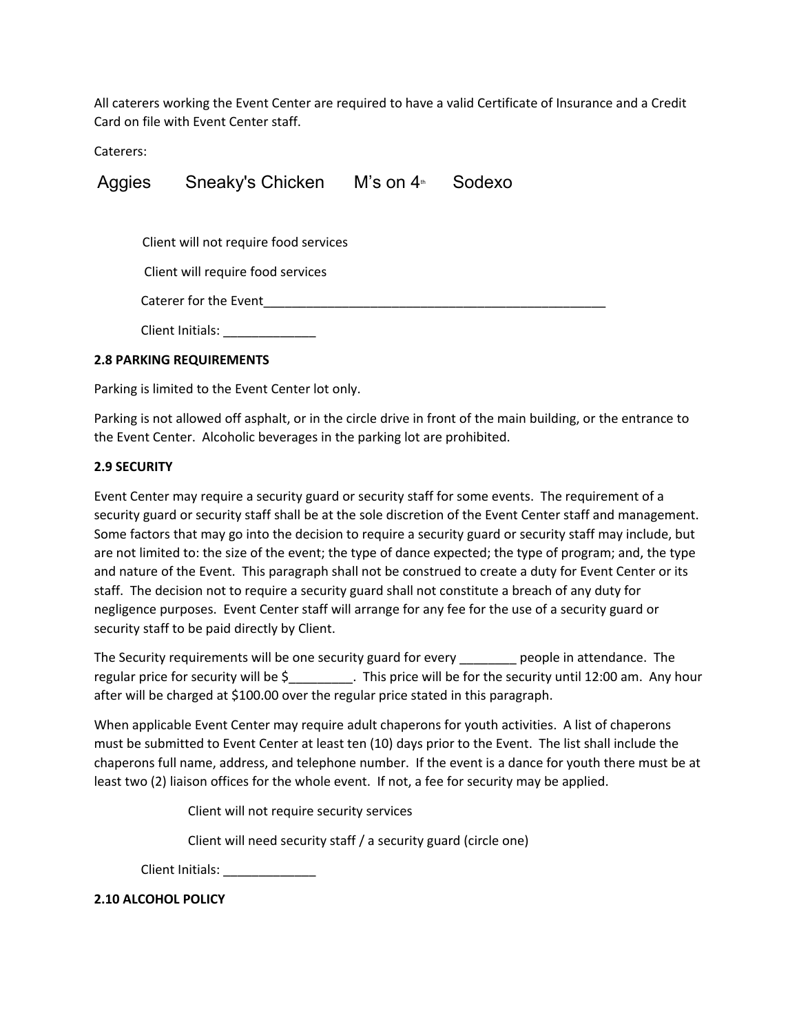All caterers working the Event Center are required to have a valid Certificate of Insurance and a Credit Card on file with Event Center staff.

Caterers:

Aggies     Sneaky's Chicken     M's on 4th     Sodexo

Client will not require food services

Client will require food services

Caterer for the Event___________________________________________________

Client Initials: _____________

**2.8 PARKING REQUIREMENTS**

Parking is limited to the Event Center lot only.

Parking is not allowed off asphalt, or in the circle drive in front of the main building, or the entrance to the Event Center. Alcoholic beverages in the parking lot are prohibited.

**2.9 SECURITY**

Event Center may require a security guard or security staff for some events. The requirement of a security guard or security staff shall be at the sole discretion of the Event Center staff and management. Some factors that may go into the decision to require a security guard or security staff may include, but are not limited to: the size of the event; the type of dance expected; the type of program; and, the type and nature of the Event. This paragraph shall not be construed to create a duty for Event Center or its staff. The decision not to require a security guard shall not constitute a breach of any duty for negligence purposes. Event Center staff will arrange for any fee for the use of a security guard or security staff to be paid directly by Client.

The Security requirements will be one security guard for every ________ people in attendance. The regular price for security will be $_________. This price will be for the security until 12:00 am. Any hour after will be charged at $100.00 over the regular price stated in this paragraph.

When applicable Event Center may require adult chaperons for youth activities. A list of chaperons must be submitted to Event Center at least ten (10) days prior to the Event. The list shall include the chaperons full name, address, and telephone number. If the event is a dance for youth there must be at least two (2) liaison offices for the whole event. If not, a fee for security may be applied.

Client will not require security services

Client will need security staff / a security guard (circle one)

Client Initials: _____________

**2.10 ALCOHOL POLICY**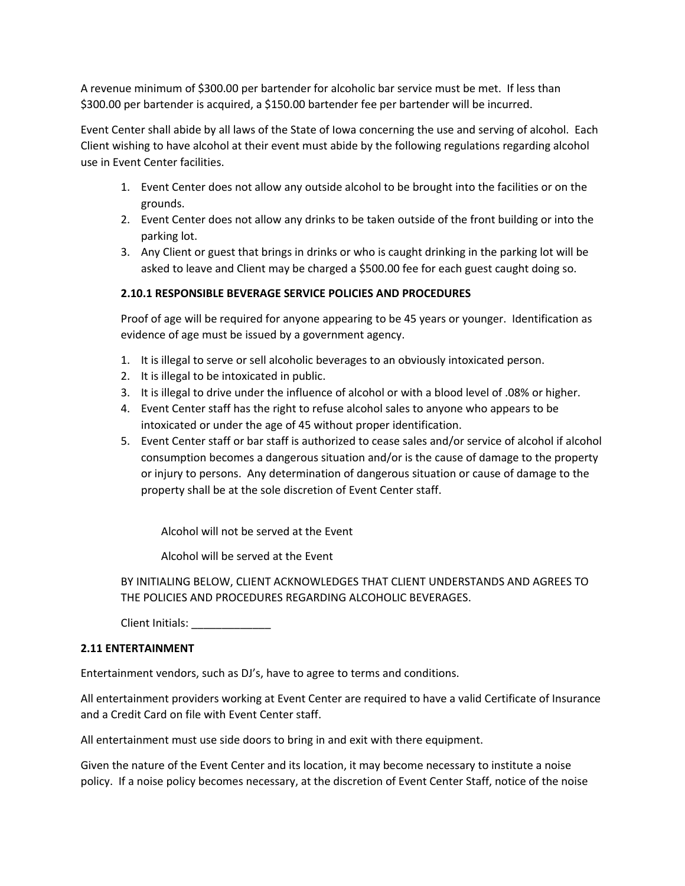A revenue minimum of $300.00 per bartender for alcoholic bar service must be met. If less than $300.00 per bartender is acquired, a $150.00 bartender fee per bartender will be incurred.

Event Center shall abide by all laws of the State of Iowa concerning the use and serving of alcohol. Each Client wishing to have alcohol at their event must abide by the following regulations regarding alcohol use in Event Center facilities.

1. Event Center does not allow any outside alcohol to be brought into the facilities or on the grounds.
2. Event Center does not allow any drinks to be taken outside of the front building or into the parking lot.
3. Any Client or guest that brings in drinks or who is caught drinking in the parking lot will be asked to leave and Client may be charged a $500.00 fee for each guest caught doing so.

### 2.10.1 RESPONSIBLE BEVERAGE SERVICE POLICIES AND PROCEDURES

Proof of age will be required for anyone appearing to be 45 years or younger. Identification as evidence of age must be issued by a government agency.

1. It is illegal to serve or sell alcoholic beverages to an obviously intoxicated person.
2. It is illegal to be intoxicated in public.
3. It is illegal to drive under the influence of alcohol or with a blood level of .08% or higher.
4. Event Center staff has the right to refuse alcohol sales to anyone who appears to be intoxicated or under the age of 45 without proper identification.
5. Event Center staff or bar staff is authorized to cease sales and/or service of alcohol if alcohol consumption becomes a dangerous situation and/or is the cause of damage to the property or injury to persons. Any determination of dangerous situation or cause of damage to the property shall be at the sole discretion of Event Center staff.

Alcohol will not be served at the Event

Alcohol will be served at the Event

BY INITIALING BELOW, CLIENT ACKNOWLEDGES THAT CLIENT UNDERSTANDS AND AGREES TO THE POLICIES AND PROCEDURES REGARDING ALCOHOLIC BEVERAGES.

Client Initials: _____________

### 2.11 ENTERTAINMENT

Entertainment vendors, such as DJ's, have to agree to terms and conditions.

All entertainment providers working at Event Center are required to have a valid Certificate of Insurance and a Credit Card on file with Event Center staff.

All entertainment must use side doors to bring in and exit with there equipment.

Given the nature of the Event Center and its location, it may become necessary to institute a noise policy. If a noise policy becomes necessary, at the discretion of Event Center Staff, notice of the noise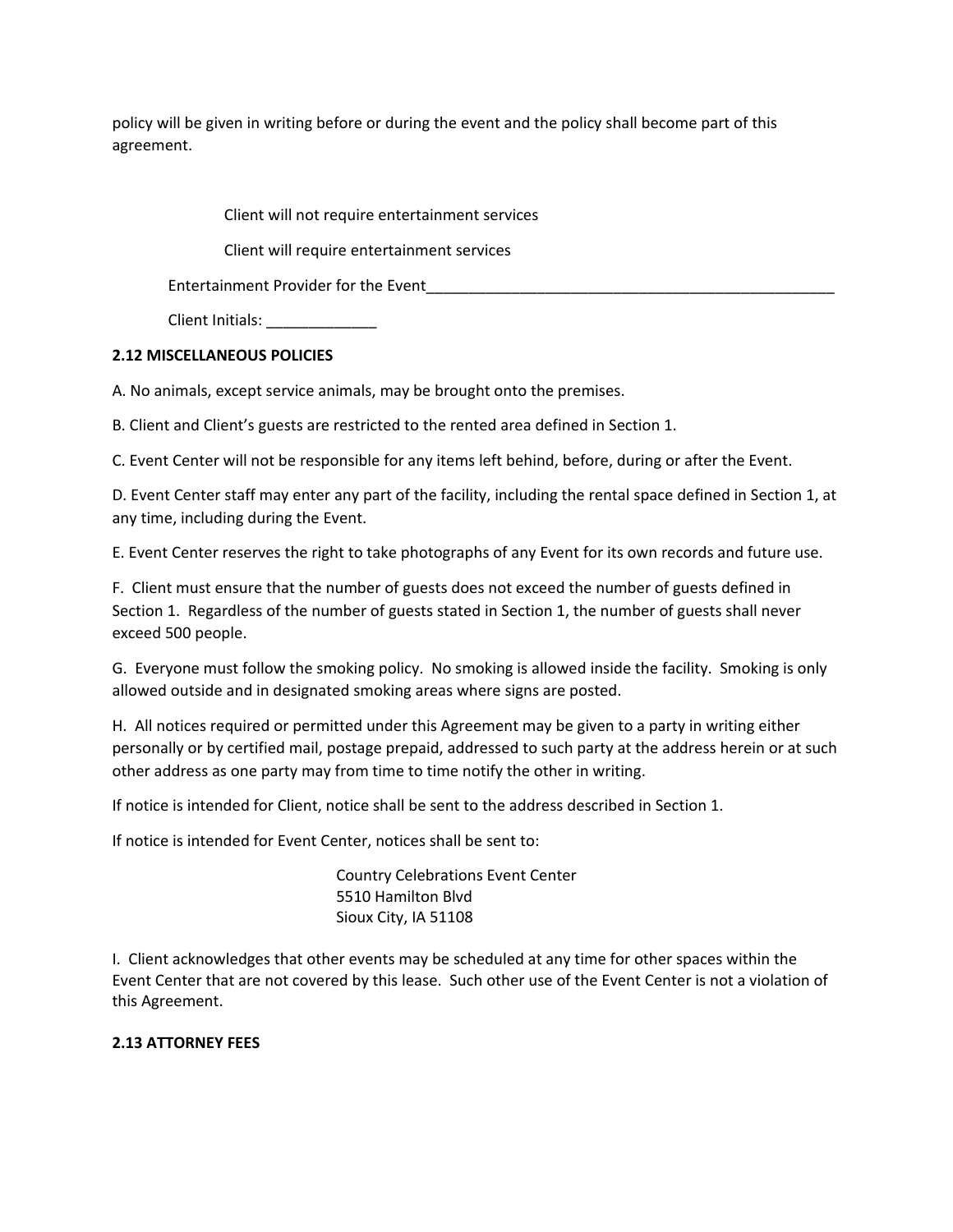policy will be given in writing before or during the event and the policy shall become part of this agreement.

Client will not require entertainment services

Client will require entertainment services

Entertainment Provider for the Event___________________________________________________

Client Initials: _____________

**2.12 MISCELLANEOUS POLICIES**

A. No animals, except service animals, may be brought onto the premises.

B. Client and Client's guests are restricted to the rented area defined in Section 1.

C. Event Center will not be responsible for any items left behind, before, during or after the Event.

D. Event Center staff may enter any part of the facility, including the rental space defined in Section 1, at any time, including during the Event.

E. Event Center reserves the right to take photographs of any Event for its own records and future use.

F. Client must ensure that the number of guests does not exceed the number of guests defined in Section 1. Regardless of the number of guests stated in Section 1, the number of guests shall never exceed 500 people.

G. Everyone must follow the smoking policy. No smoking is allowed inside the facility. Smoking is only allowed outside and in designated smoking areas where signs are posted.

H. All notices required or permitted under this Agreement may be given to a party in writing either personally or by certified mail, postage prepaid, addressed to such party at the address herein or at such other address as one party may from time to time notify the other in writing.

If notice is intended for Client, notice shall be sent to the address described in Section 1.

If notice is intended for Event Center, notices shall be sent to:

Country Celebrations Event Center
5510 Hamilton Blvd
Sioux City, IA 51108

I. Client acknowledges that other events may be scheduled at any time for other spaces within the Event Center that are not covered by this lease. Such other use of the Event Center is not a violation of this Agreement.

**2.13 ATTORNEY FEES**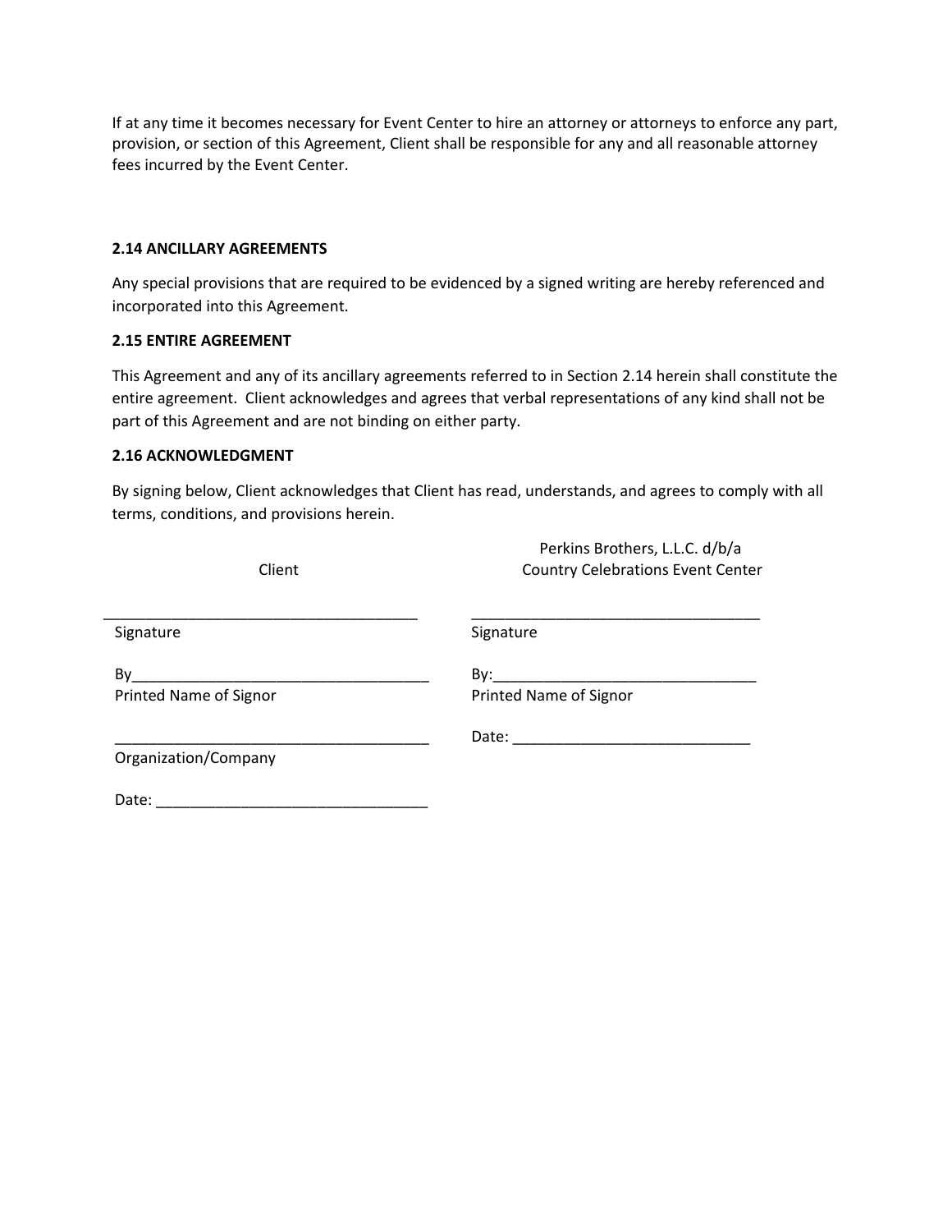If at any time it becomes necessary for Event Center to hire an attorney or attorneys to enforce any part, provision, or section of this Agreement, Client shall be responsible for any and all reasonable attorney fees incurred by the Event Center.

**2.14 ANCILLARY AGREEMENTS**

Any special provisions that are required to be evidenced by a signed writing are hereby referenced and incorporated into this Agreement.

**2.15 ENTIRE AGREEMENT**

This Agreement and any of its ancillary agreements referred to in Section 2.14 herein shall constitute the entire agreement. Client acknowledges and agrees that verbal representations of any kind shall not be part of this Agreement and are not binding on either party.

**2.16 ACKNOWLEDGMENT**

By signing below, Client acknowledges that Client has read, understands, and agrees to comply with all terms, conditions, and provisions herein.

Client

_____________________________________
Signature

By___________________________________
Printed Name of Signor

_____________________________________
Organization/Company

Date: ________________________________

Perkins Brothers, L.L.C. d/b/a
Country Celebrations Event Center

__________________________________
Signature

By:_______________________________
Printed Name of Signor

Date: ____________________________